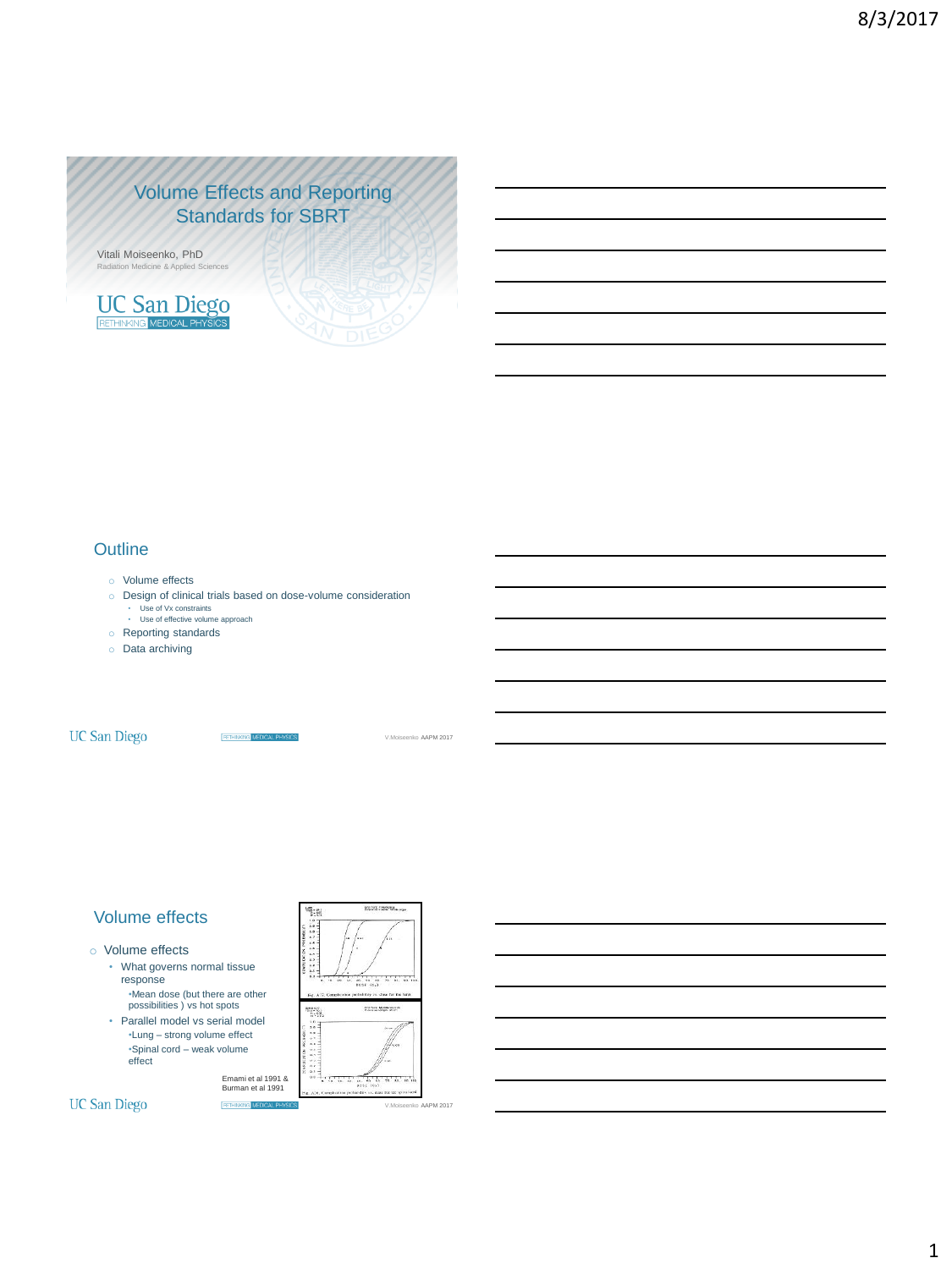# Volume Effects and Reporting Standards for SBRT

Vitali Moiseenko, PhD
Radiation Medicine & Applied Sciences

UC San Diego
RETHINKING MEDICAL PHYSICS

## Outline

- Volume effects
- Design of clinical trials based on dose-volume consideration
  - Use of Vx constraints
  - Use of effective volume approach
- Reporting standards
- Data archiving

## Volume effects

- Volume effects
  - What governs normal tissue response
    - Mean dose (but there are other possibilities ) vs hot spots
  - Parallel model vs serial model
    - Lung – strong volume effect
    - Spinal cord – weak volume effect

Emami et al 1991 & Burman et al 1991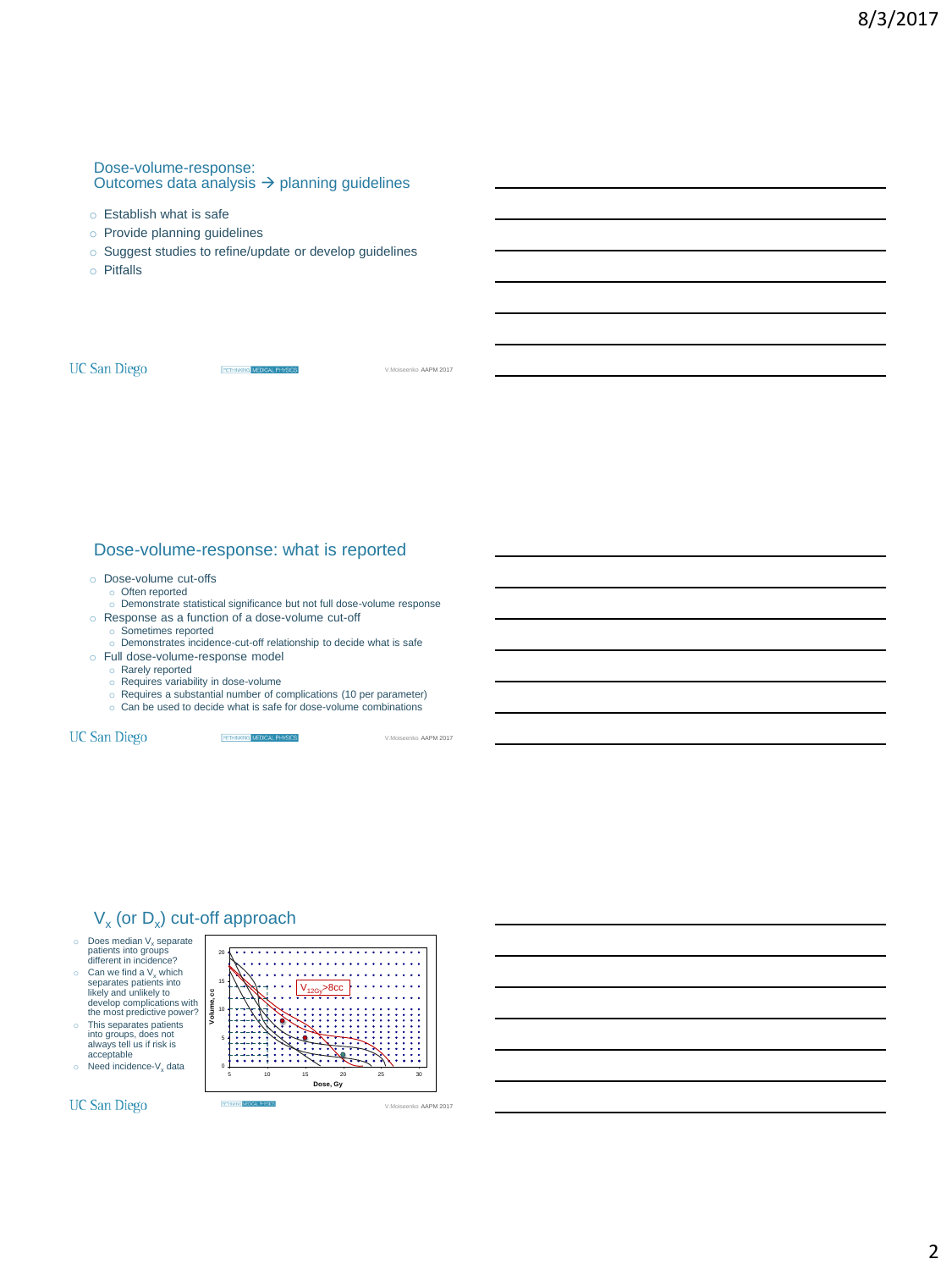## Dose-volume-response: Outcomes data analysis → planning guidelines

- Establish what is safe
- Provide planning guidelines
- Suggest studies to refine/update or develop guidelines
- Pitfalls

## Dose-volume-response: what is reported

- Dose-volume cut-offs
  - Often reported
  - Demonstrate statistical significance but not full dose-volume response
- Response as a function of a dose-volume cut-off
  - Sometimes reported
  - Demonstrates incidence-cut-off relationship to decide what is safe
- Full dose-volume-response model
  - Rarely reported
  - Requires variability in dose-volume
  - Requires a substantial number of complications (10 per parameter)
  - Can be used to decide what is safe for dose-volume combinations

## $V_x$ (or $D_x$) cut-off approach

- Does median $V_x$ separate patients into groups different in incidence?
- Can we find a $V_x$ which separates patients into likely and unlikely to develop complications with the most predictive power?
- This separates patients into groups, does not always tell us if risk is acceptable
- Need incidence-$V_x$ data

$V_{12Gy}$>8cc

Volume, cc

Dose, Gy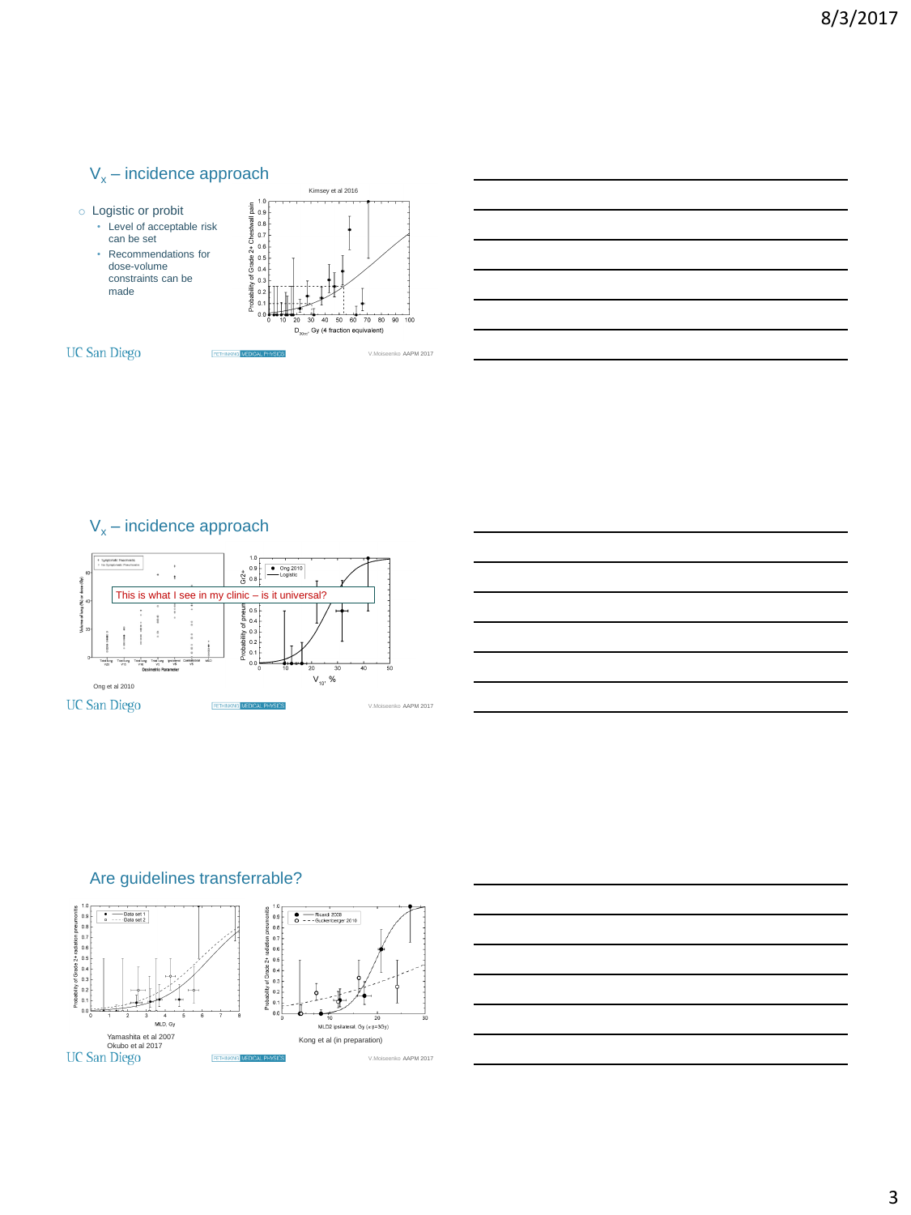## $V_x$ – incidence approach

- Logistic or probit
  - Level of acceptable risk can be set
  - Recommendations for dose-volume constraints can be made

Kimsey et al 2016

## $V_x$ – incidence approach

This is what I see in my clinic – is it universal?

Ong et al 2010

## Are guidelines transferrable?

Yamashita et al 2007
Okubo et al 2017

Kong et al (in preparation)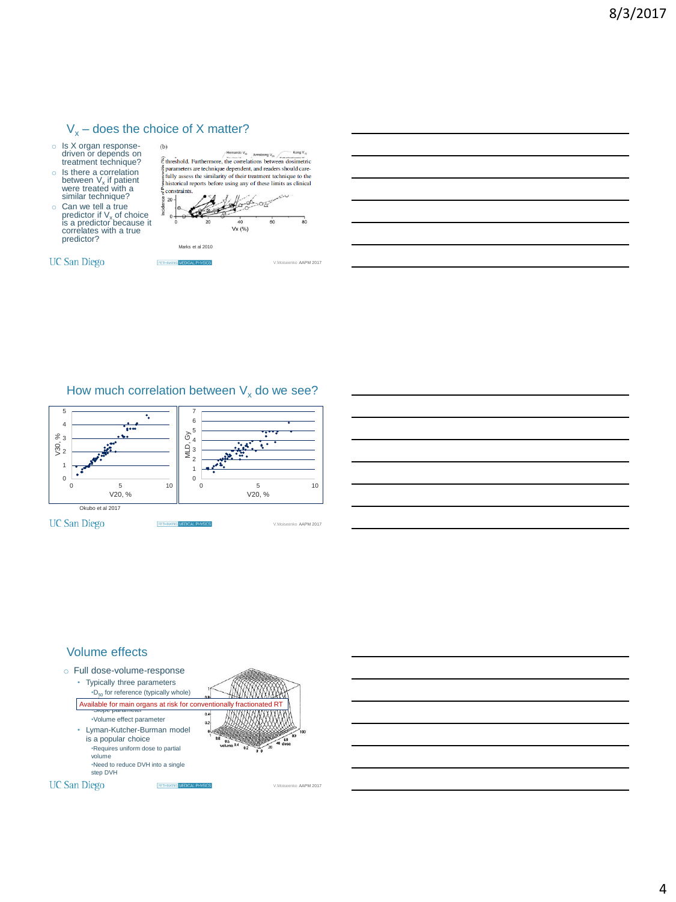## $V_x$ – does the choice of X matter?

- Is X organ response-driven or depends on treatment technique?
- Is there a correlation between $V_x$ if patient were treated with a similar technique?
- Can we tell a true predictor if $V_x$ of choice is a predictor because it correlates with a true predictor?

threshold. Furthermore, the correlations between dosimetric parameters are technique dependent, and readers should carefully assess the similarity of their treatment technique to the historical reports before using any of these limits as clinical constraints.

Marks et al 2010

## How much correlation between $V_x$ do we see?

Okubo et al 2017

## Volume effects

- Full dose-volume-response
  - Typically three parameters
    - $D_{50}$ for reference (typically whole)
    - Slope parameter
    - Volume effect parameter
  - Lyman-Kutcher-Burman model is a popular choice
    - Requires uniform dose to partial volume
    - Need to reduce DVH into a single step DVH

Available for main organs at risk for conventionally fractionated RT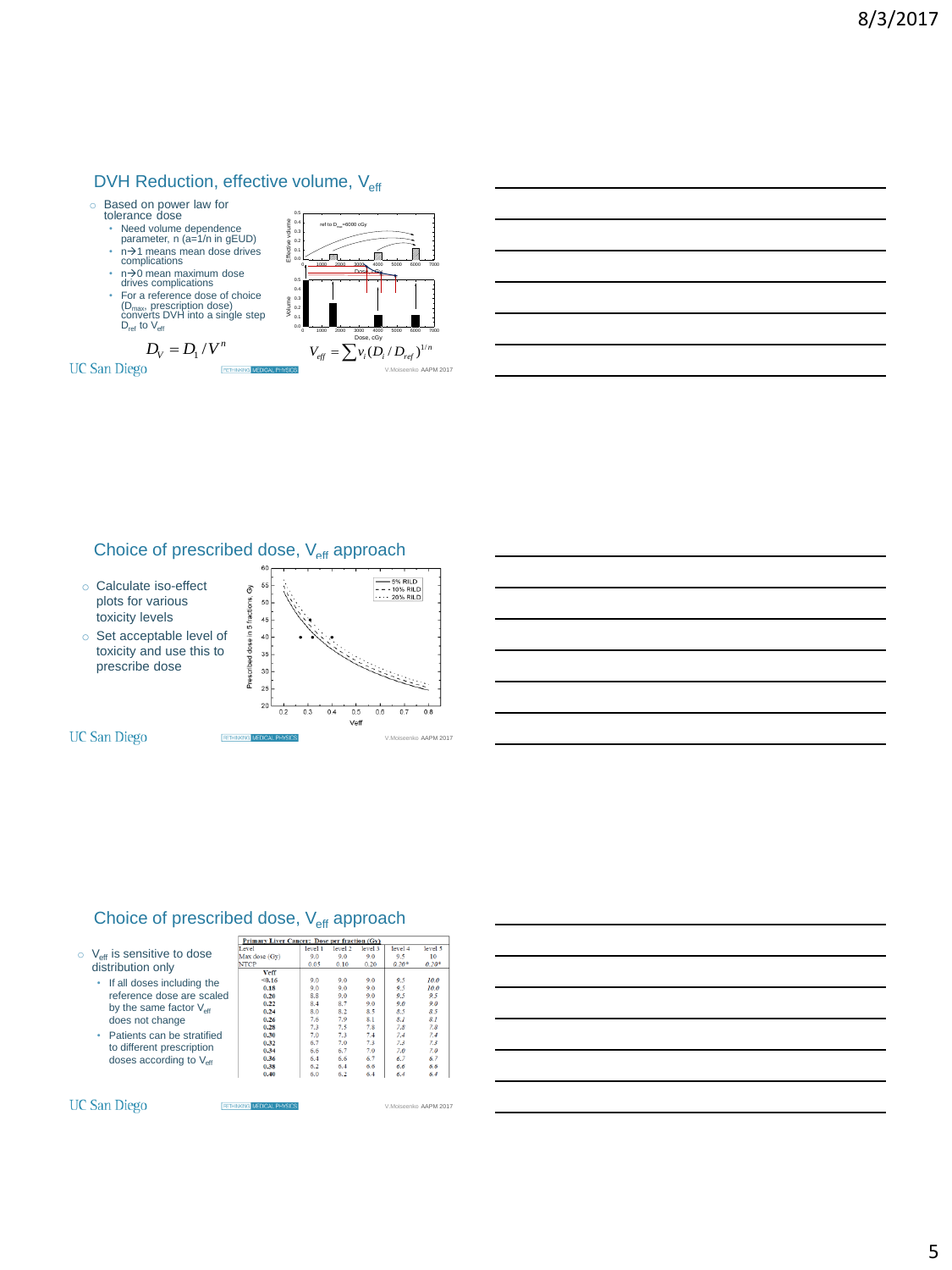## DVH Reduction, effective volume, $V_{eff}$

- Based on power law for tolerance dose
  - Need volume dependence parameter, n (a=1/n in gEUD)
  - n→1 means mean dose drives complications
  - n→0 mean maximum dose drives complications
  - For a reference dose of choice ($D_{max}$, prescription dose) converts DVH into a single step $D_{ref}$ to $V_{eff}$

$$D_V = D_1 / V^n$$

$$V_{eff} = \sum v_i (D_i / D_{ref})^{1/n}$$

V.Moiseenko AAPM 2017

## Choice of prescribed dose, $V_{eff}$ approach

- Calculate iso-effect plots for various toxicity levels
- Set acceptable level of toxicity and use this to prescribe dose

V.Moiseenko AAPM 2017

## Choice of prescribed dose, $V_{eff}$ approach

- $V_{eff}$ is sensitive to dose distribution only
  - If all doses including the reference dose are scaled by the same factor $V_{eff}$ does not change
  - Patients can be stratified to different prescription doses according to $V_{eff}$

**Primary Liver Cancer: Dose per fraction (Gy)**

| Level | level 1 | level 2 | level 3 | level 4 | level 5 |
|---|---|---|---|---|---|
| Max dose (Gy) | 9.0 | 9.0 | 9.0 | 9.5 | 10 |
| NTCP | 0.05 | 0.10 | 0.20 | 0.20* | 0.20* |
| **Veff** | | | | | |
| **<0.16** | 9.0 | 9.0 | 9.0 | 9.5 | 10.0 |
| **0.18** | 9.0 | 9.0 | 9.0 | 9.5 | 10.0 |
| **0.20** | 8.8 | 9.0 | 9.0 | 9.5 | 9.5 |
| **0.22** | 8.4 | 8.7 | 9.0 | 9.0 | 9.0 |
| **0.24** | 8.0 | 8.2 | 8.5 | 8.5 | 8.5 |
| **0.26** | 7.6 | 7.9 | 8.1 | 8.1 | 8.1 |
| **0.28** | 7.3 | 7.5 | 7.8 | 7.8 | 7.8 |
| **0.30** | 7.0 | 7.3 | 7.4 | 7.4 | 7.4 |
| **0.32** | 6.7 | 7.0 | 7.3 | 7.3 | 7.3 |
| **0.34** | 6.6 | 6.7 | 7.0 | 7.0 | 7.0 |
| **0.36** | 6.4 | 6.6 | 6.7 | 6.7 | 6.7 |
| **0.38** | 6.2 | 6.4 | 6.6 | 6.6 | 6.6 |
| **0.40** | 6.0 | 6.2 | 6.4 | 6.4 | 6.4 |

V.Moiseenko AAPM 2017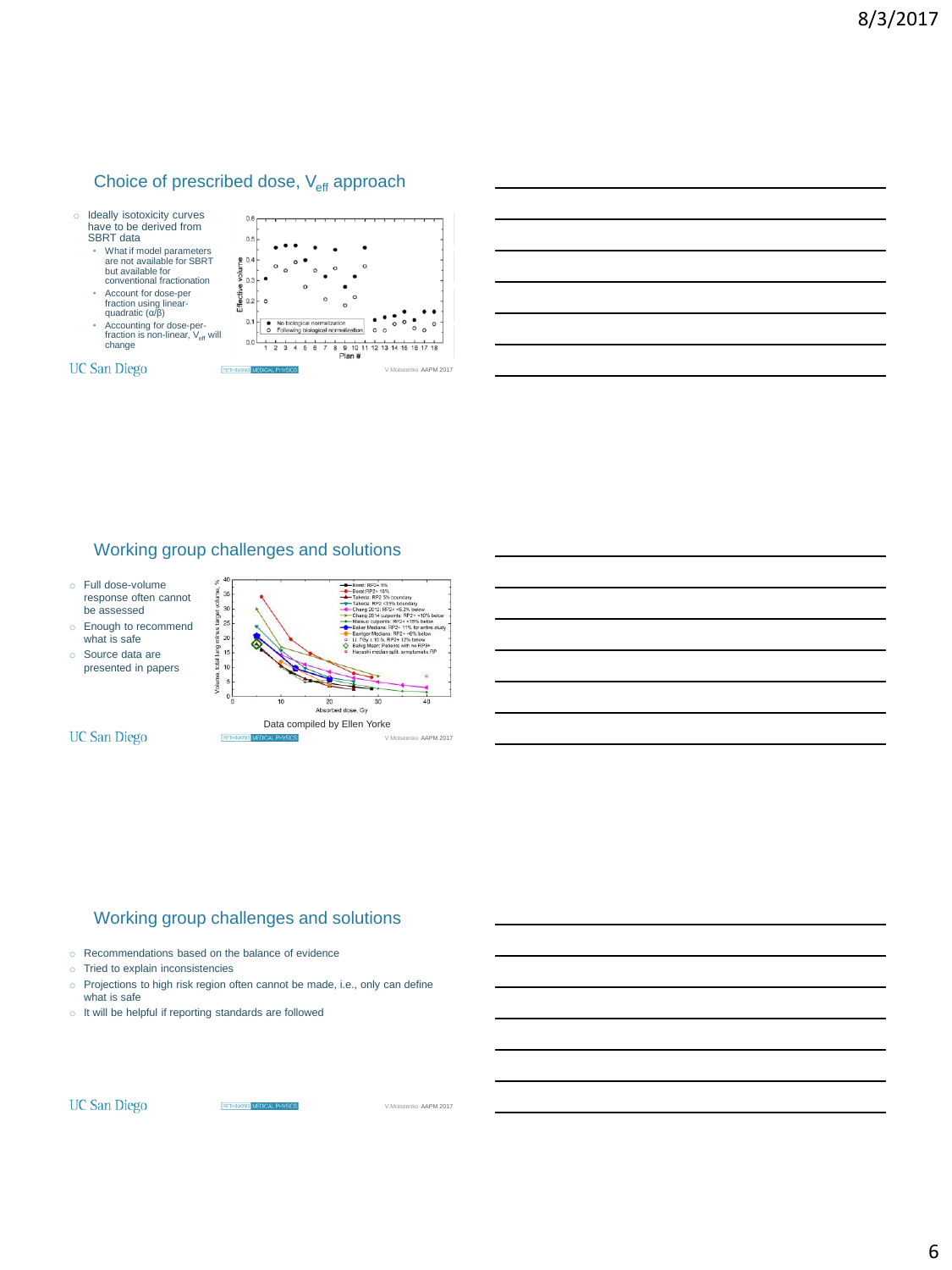## Choice of prescribed dose, $V_{eff}$ approach

- Ideally isotoxicity curves have to be derived from SBRT data
  - What if model parameters are not available for SBRT but available for conventional fractionation
  - Account for dose-per fraction using linear-quadratic ($\alpha/\beta$)
  - Accounting for dose-per-fraction is non-linear, $V_{eff}$ will change

UC San Diego

V.Moiseenko AAPM 2017

## Working group challenges and solutions

- Full dose-volume response often cannot be assessed
- Enough to recommend what is safe
- Source data are presented in papers

Data compiled by Ellen Yorke

UC San Diego

V.Moiseenko AAPM 2017

## Working group challenges and solutions

- Recommendations based on the balance of evidence
- Tried to explain inconsistencies
- Projections to high risk region often cannot be made, i.e., only can define what is safe
- It will be helpful if reporting standards are followed

UC San Diego

V.Moiseenko AAPM 2017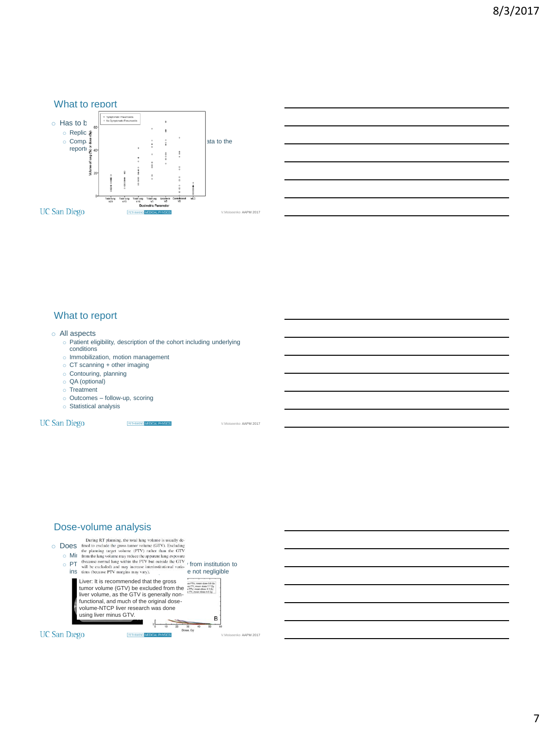## What to report

- Has to b
  - Replic
  - Comp... ata to the report...

Symptomatic Pneumonitis
No Symptomatic Pneumonitis

Volume of lung (%) or dose (Gy)

Total lung V20 | Total lung V13 | Total lung V10 | Total lung V5 | Ipsilateral V5 | Contralateral V5 | MLD

Dosimetric Parameter

UC San Diego — RETHINKING MEDICAL PHYSICS — V.Moiseenko AAPM 2017

## What to report

- All aspects
  - Patient eligibility, description of the cohort including underlying conditions
  - Immobilization, motion management
  - CT scanning + other imaging
  - Contouring, planning
  - QA (optional)
  - Treatment
  - Outcomes – follow-up, scoring
  - Statistical analysis

UC San Diego — RETHINKING MEDICAL PHYSICS — V.Moiseenko AAPM 2017

## Dose-volume analysis

- Does
  - Mi
  - PT ... from institution to ins... e not negligible

During RT planning, the total lung volume is usually defined to exclude the gross tumor volume (GTV). Excluding the planning target volume (PTV) rather than the GTV from the lung volume may reduce the apparent lung exposure (because normal lung within the PTV but outside the GTV will be excluded) and may increase interinstitutional variations (because PTV margins may vary).

Liver: It is recommended that the gross tumor volume (GTV) be excluded from the liver volume, as the GTV is generally non-functional, and much of the original dose-volume-NTCP liver research was done using liver minus GTV.

B

Dose, Gy

UC San Diego — RETHINKING MEDICAL PHYSICS — V.Moiseenko AAPM 2017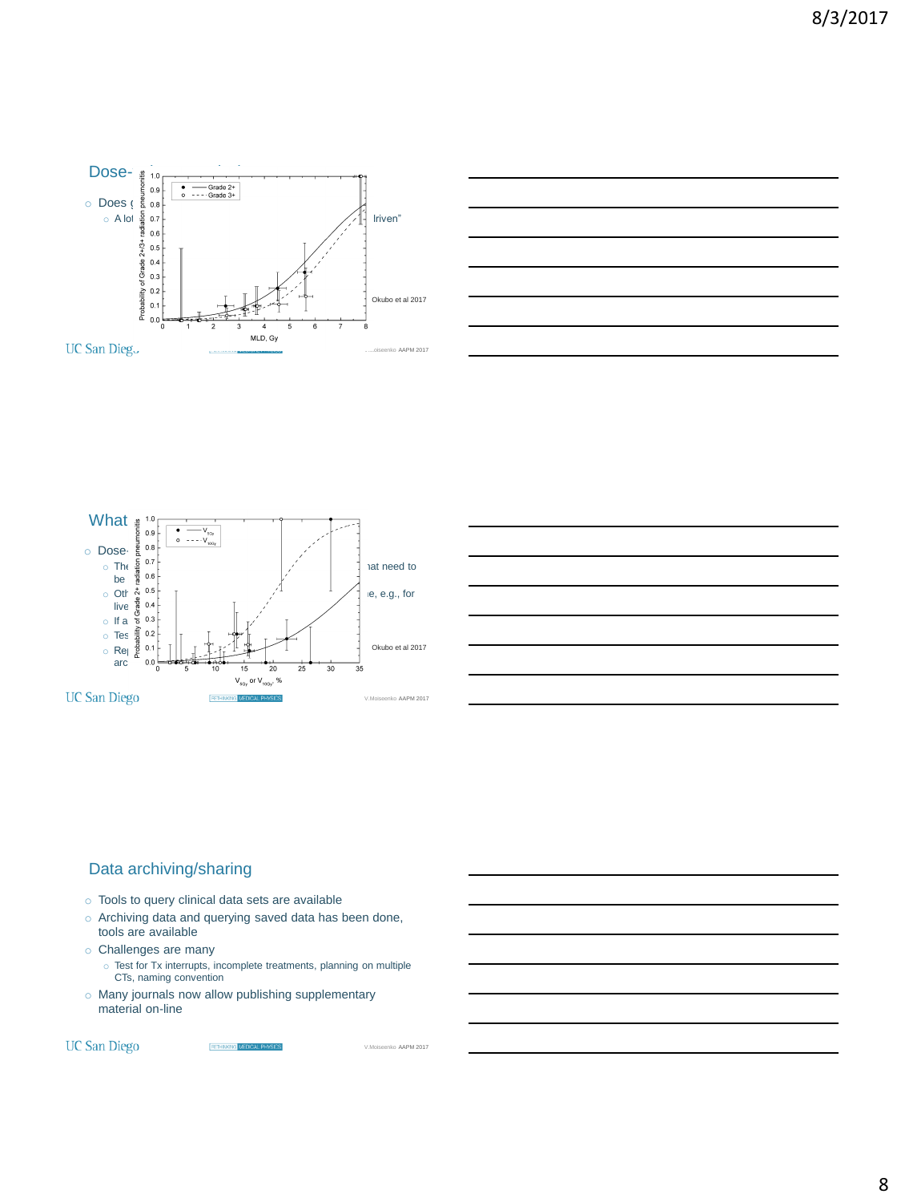## Dose-

- Does (
  - A lot ... lriven"

Okubo et al 2017

## What

- Dose-
  - The ... hat need to be
  - Oth ... e, e.g., for live
  - If a
  - Tes
  - Rep arc

Okubo et al 2017

## Data archiving/sharing

- Tools to query clinical data sets are available
- Archiving data and querying saved data has been done, tools are available
- Challenges are many
  - Test for Tx interrupts, incomplete treatments, planning on multiple CTs, naming convention
- Many journals now allow publishing supplementary material on-line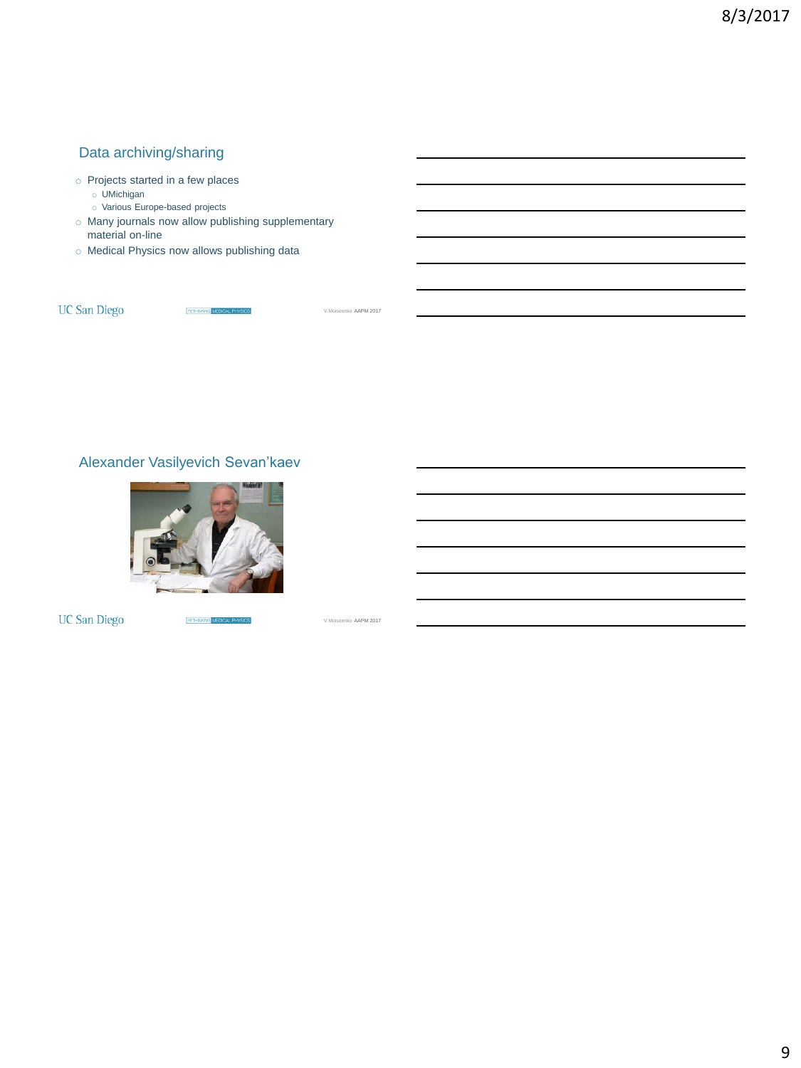## Data archiving/sharing

- Projects started in a few places
  - UMichigan
  - Various Europe-based projects
- Many journals now allow publishing supplementary material on-line
- Medical Physics now allows publishing data

## Alexander Vasilyevich Sevan'kaev